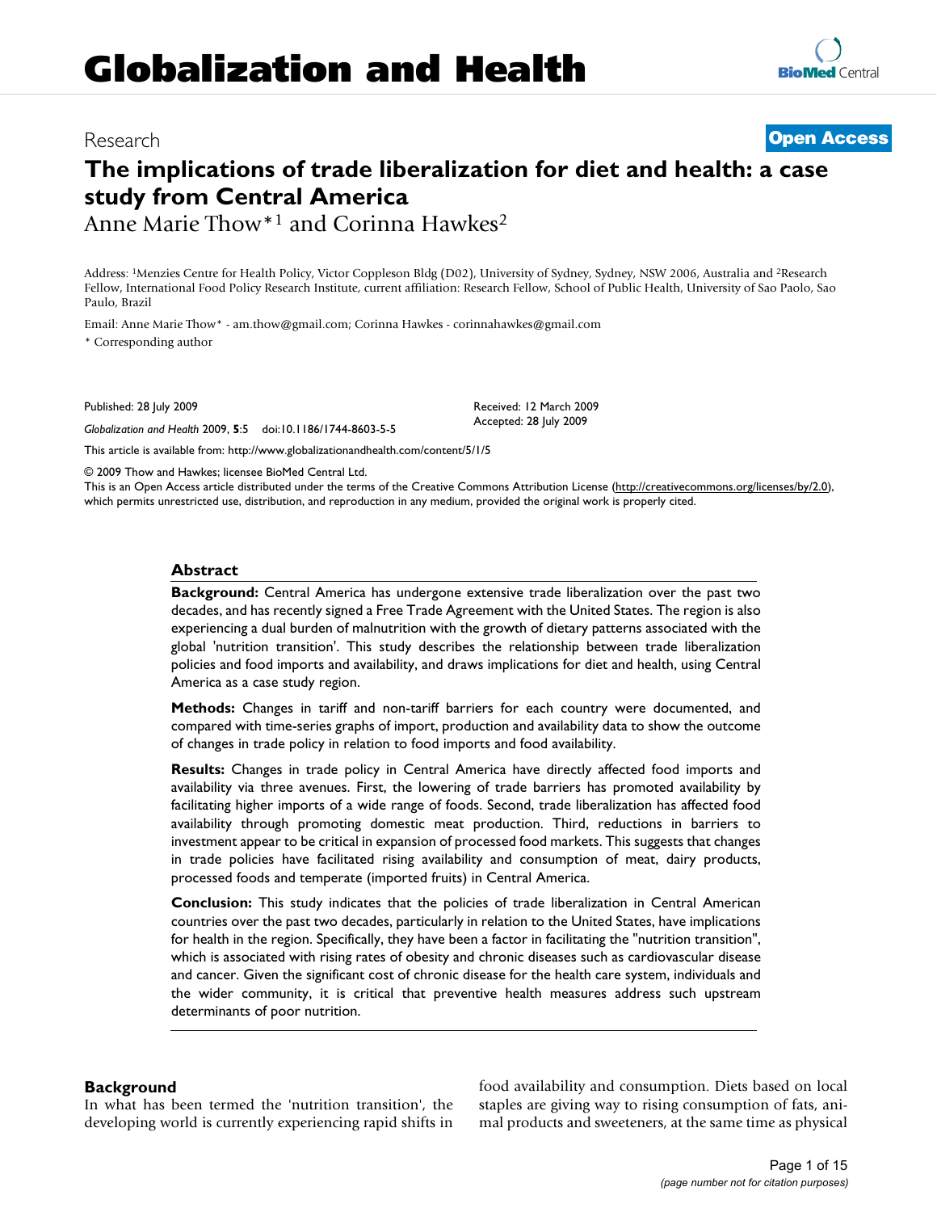# Globalization and Health

Research **Open Access**

## The implications of trade liberalization for diet and health: a case study from Central America

Anne Marie Thow*[1] and Corinna Hawkes[2]

Address: [1]Menzies Centre for Health Policy, Victor Coppleson Bldg (D02), University of Sydney, Sydney, NSW 2006, Australia and [2]Research Fellow, International Food Policy Research Institute, current affiliation: Research Fellow, School of Public Health, University of Sao Paolo, Sao Paulo, Brazil

Email: Anne Marie Thow* - am.thow@gmail.com; Corinna Hawkes - corinnahawkes@gmail.com

\* Corresponding author

Published: 28 July 2009

*Globalization and Health* 2009, **5**:5 doi:10.1186/1744-8603-5-5

Received: 12 March 2009
Accepted: 28 July 2009

This article is available from: http://www.globalizationandhealth.com/content/5/1/5

© 2009 Thow and Hawkes; licensee BioMed Central Ltd.
This is an Open Access article distributed under the terms of the Creative Commons Attribution License (http://creativecommons.org/licenses/by/2.0), which permits unrestricted use, distribution, and reproduction in any medium, provided the original work is properly cited.

### Abstract

**Background:** Central America has undergone extensive trade liberalization over the past two decades, and has recently signed a Free Trade Agreement with the United States. The region is also experiencing a dual burden of malnutrition with the growth of dietary patterns associated with the global 'nutrition transition'. This study describes the relationship between trade liberalization policies and food imports and availability, and draws implications for diet and health, using Central America as a case study region.

**Methods:** Changes in tariff and non-tariff barriers for each country were documented, and compared with time-series graphs of import, production and availability data to show the outcome of changes in trade policy in relation to food imports and food availability.

**Results:** Changes in trade policy in Central America have directly affected food imports and availability via three avenues. First, the lowering of trade barriers has promoted availability by facilitating higher imports of a wide range of foods. Second, trade liberalization has affected food availability through promoting domestic meat production. Third, reductions in barriers to investment appear to be critical in expansion of processed food markets. This suggests that changes in trade policies have facilitated rising availability and consumption of meat, dairy products, processed foods and temperate (imported fruits) in Central America.

**Conclusion:** This study indicates that the policies of trade liberalization in Central American countries over the past two decades, particularly in relation to the United States, have implications for health in the region. Specifically, they have been a factor in facilitating the "nutrition transition", which is associated with rising rates of obesity and chronic diseases such as cardiovascular disease and cancer. Given the significant cost of chronic disease for the health care system, individuals and the wider community, it is critical that preventive health measures address such upstream determinants of poor nutrition.

### Background

In what has been termed the 'nutrition transition', the developing world is currently experiencing rapid shifts in food availability and consumption. Diets based on local staples are giving way to rising consumption of fats, animal products and sweeteners, at the same time as physical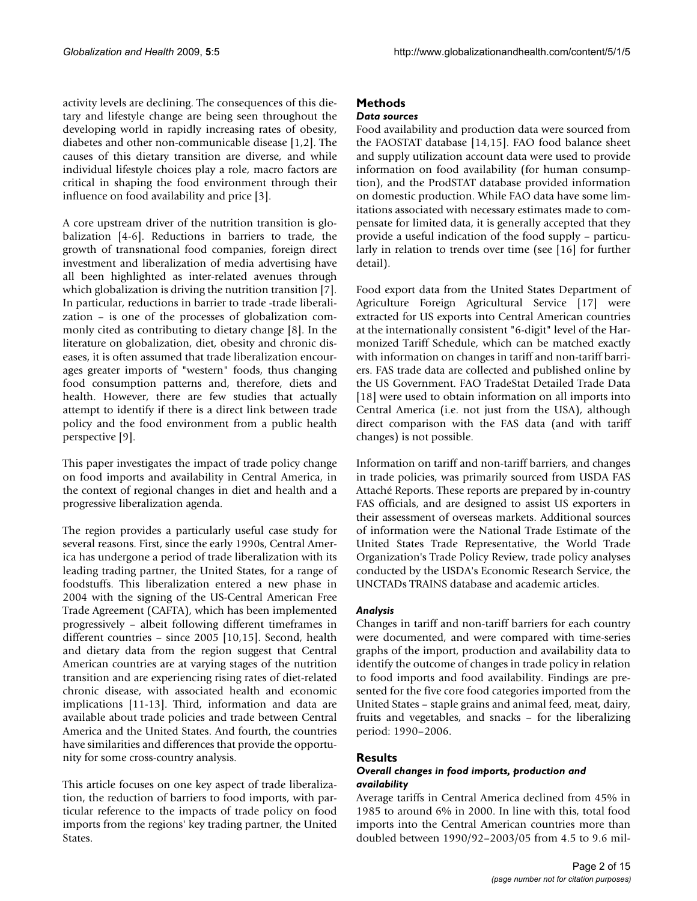activity levels are declining. The consequences of this dietary and lifestyle change are being seen throughout the developing world in rapidly increasing rates of obesity, diabetes and other non-communicable disease [1,2]. The causes of this dietary transition are diverse, and while individual lifestyle choices play a role, macro factors are critical in shaping the food environment through their influence on food availability and price [3].

A core upstream driver of the nutrition transition is globalization [4-6]. Reductions in barriers to trade, the growth of transnational food companies, foreign direct investment and liberalization of media advertising have all been highlighted as inter-related avenues through which globalization is driving the nutrition transition [7]. In particular, reductions in barrier to trade -trade liberalization – is one of the processes of globalization commonly cited as contributing to dietary change [8]. In the literature on globalization, diet, obesity and chronic diseases, it is often assumed that trade liberalization encourages greater imports of "western" foods, thus changing food consumption patterns and, therefore, diets and health. However, there are few studies that actually attempt to identify if there is a direct link between trade policy and the food environment from a public health perspective [9].

This paper investigates the impact of trade policy change on food imports and availability in Central America, in the context of regional changes in diet and health and a progressive liberalization agenda.

The region provides a particularly useful case study for several reasons. First, since the early 1990s, Central America has undergone a period of trade liberalization with its leading trading partner, the United States, for a range of foodstuffs. This liberalization entered a new phase in 2004 with the signing of the US-Central American Free Trade Agreement (CAFTA), which has been implemented progressively – albeit following different timeframes in different countries – since 2005 [10,15]. Second, health and dietary data from the region suggest that Central American countries are at varying stages of the nutrition transition and are experiencing rising rates of diet-related chronic disease, with associated health and economic implications [11-13]. Third, information and data are available about trade policies and trade between Central America and the United States. And fourth, the countries have similarities and differences that provide the opportunity for some cross-country analysis.

This article focuses on one key aspect of trade liberalization, the reduction of barriers to food imports, with particular reference to the impacts of trade policy on food imports from the regions' key trading partner, the United States.

## Methods

### *Data sources*

Food availability and production data were sourced from the FAOSTAT database [14,15]. FAO food balance sheet and supply utilization account data were used to provide information on food availability (for human consumption), and the ProdSTAT database provided information on domestic production. While FAO data have some limitations associated with necessary estimates made to compensate for limited data, it is generally accepted that they provide a useful indication of the food supply – particularly in relation to trends over time (see [16] for further detail).

Food export data from the United States Department of Agriculture Foreign Agricultural Service [17] were extracted for US exports into Central American countries at the internationally consistent "6-digit" level of the Harmonized Tariff Schedule, which can be matched exactly with information on changes in tariff and non-tariff barriers. FAS trade data are collected and published online by the US Government. FAO TradeStat Detailed Trade Data [18] were used to obtain information on all imports into Central America (i.e. not just from the USA), although direct comparison with the FAS data (and with tariff changes) is not possible.

Information on tariff and non-tariff barriers, and changes in trade policies, was primarily sourced from USDA FAS Attaché Reports. These reports are prepared by in-country FAS officials, and are designed to assist US exporters in their assessment of overseas markets. Additional sources of information were the National Trade Estimate of the United States Trade Representative, the World Trade Organization's Trade Policy Review, trade policy analyses conducted by the USDA's Economic Research Service, the UNCTADs TRAINS database and academic articles.

### *Analysis*

Changes in tariff and non-tariff barriers for each country were documented, and were compared with time-series graphs of the import, production and availability data to identify the outcome of changes in trade policy in relation to food imports and food availability. Findings are presented for the five core food categories imported from the United States – staple grains and animal feed, meat, dairy, fruits and vegetables, and snacks – for the liberalizing period: 1990–2006.

## Results

### *Overall changes in food imports, production and availability*

Average tariffs in Central America declined from 45% in 1985 to around 6% in 2000. In line with this, total food imports into the Central American countries more than doubled between 1990/92–2003/05 from 4.5 to 9.6 mil-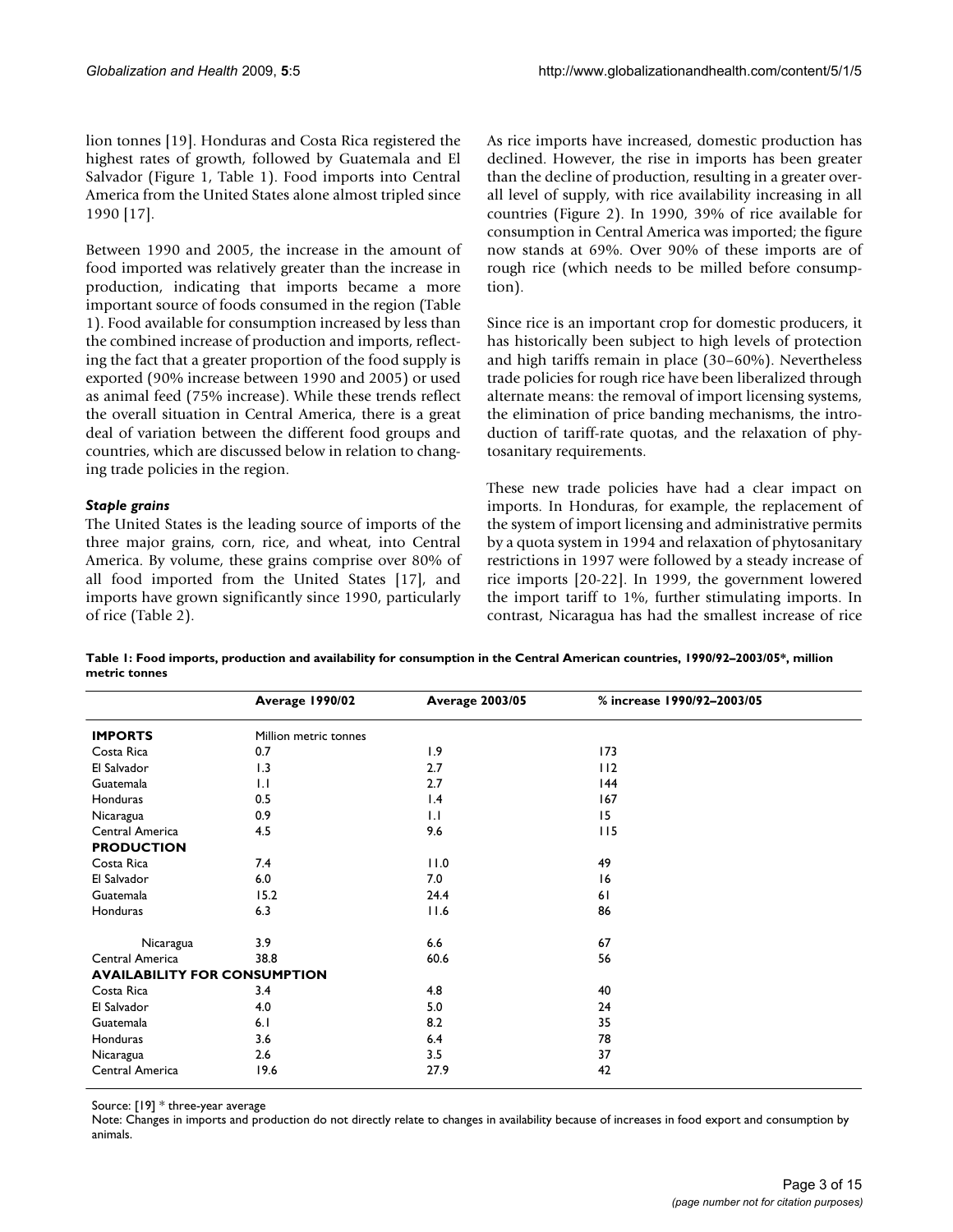lion tonnes [19]. Honduras and Costa Rica registered the highest rates of growth, followed by Guatemala and El Salvador (Figure 1, Table 1). Food imports into Central America from the United States alone almost tripled since 1990 [17].

Between 1990 and 2005, the increase in the amount of food imported was relatively greater than the increase in production, indicating that imports became a more important source of foods consumed in the region (Table 1). Food available for consumption increased by less than the combined increase of production and imports, reflecting the fact that a greater proportion of the food supply is exported (90% increase between 1990 and 2005) or used as animal feed (75% increase). While these trends reflect the overall situation in Central America, there is a great deal of variation between the different food groups and countries, which are discussed below in relation to changing trade policies in the region.

### *Staple grains*

The United States is the leading source of imports of the three major grains, corn, rice, and wheat, into Central America. By volume, these grains comprise over 80% of all food imported from the United States [17], and imports have grown significantly since 1990, particularly of rice (Table 2).

As rice imports have increased, domestic production has declined. However, the rise in imports has been greater than the decline of production, resulting in a greater overall level of supply, with rice availability increasing in all countries (Figure 2). In 1990, 39% of rice available for consumption in Central America was imported; the figure now stands at 69%. Over 90% of these imports are of rough rice (which needs to be milled before consumption).

Since rice is an important crop for domestic producers, it has historically been subject to high levels of protection and high tariffs remain in place (30–60%). Nevertheless trade policies for rough rice have been liberalized through alternate means: the removal of import licensing systems, the elimination of price banding mechanisms, the introduction of tariff-rate quotas, and the relaxation of phytosanitary requirements.

These new trade policies have had a clear impact on imports. In Honduras, for example, the replacement of the system of import licensing and administrative permits by a quota system in 1994 and relaxation of phytosanitary restrictions in 1997 were followed by a steady increase of rice imports [20-22]. In 1999, the government lowered the import tariff to 1%, further stimulating imports. In contrast, Nicaragua has had the smallest increase of rice

**Table 1: Food imports, production and availability for consumption in the Central American countries, 1990/92–2003/05*, million metric tonnes**

| | Average 1990/02 | Average 2003/05 | % increase 1990/92–2003/05 |
|---|---|---|---|
| **IMPORTS** | Million metric tonnes | | |
| Costa Rica | 0.7 | 1.9 | 173 |
| El Salvador | 1.3 | 2.7 | 112 |
| Guatemala | 1.1 | 2.7 | 144 |
| Honduras | 0.5 | 1.4 | 167 |
| Nicaragua | 0.9 | 1.1 | 15 |
| Central America | 4.5 | 9.6 | 115 |
| **PRODUCTION** | | | |
| Costa Rica | 7.4 | 11.0 | 49 |
| El Salvador | 6.0 | 7.0 | 16 |
| Guatemala | 15.2 | 24.4 | 61 |
| Honduras | 6.3 | 11.6 | 86 |
| Nicaragua | 3.9 | 6.6 | 67 |
| Central America | 38.8 | 60.6 | 56 |
| **AVAILABILITY FOR CONSUMPTION** | | | |
| Costa Rica | 3.4 | 4.8 | 40 |
| El Salvador | 4.0 | 5.0 | 24 |
| Guatemala | 6.1 | 8.2 | 35 |
| Honduras | 3.6 | 6.4 | 78 |
| Nicaragua | 2.6 | 3.5 | 37 |
| Central America | 19.6 | 27.9 | 42 |

Source: [19] * three-year average

Note: Changes in imports and production do not directly relate to changes in availability because of increases in food export and consumption by animals.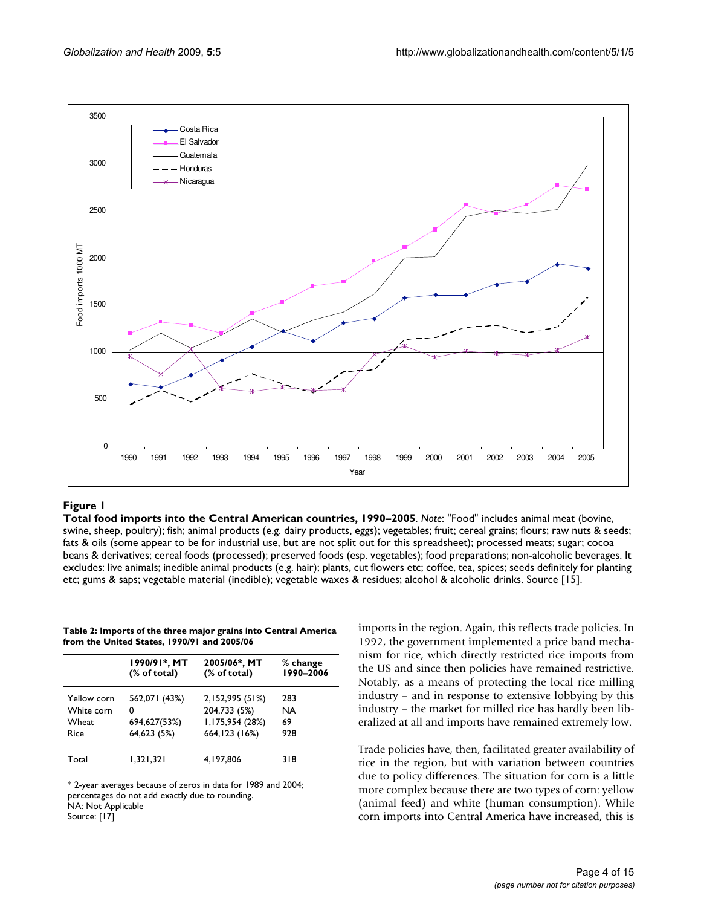**Figure 1**

**Total food imports into the Central American countries, 1990–2005**. *Note*: "Food" includes animal meat (bovine, swine, sheep, poultry); fish; animal products (e.g. dairy products, eggs); vegetables; fruit; cereal grains; flours; raw nuts & seeds; fats & oils (some appear to be for industrial use, but are not split out for this spreadsheet); processed meats; sugar; cocoa beans & derivatives; cereal foods (processed); preserved foods (esp. vegetables); food preparations; non-alcoholic beverages. It excludes: live animals; inedible animal products (e.g. hair); plants, cut flowers etc; coffee, tea, spices; seeds definitely for planting etc; gums & saps; vegetable material (inedible); vegetable waxes & residues; alcohol & alcoholic drinks. Source [15].

**Table 2: Imports of the three major grains into Central America from the United States, 1990/91 and 2005/06**

| | 1990/91*, MT (% of total) | 2005/06*, MT (% of total) | % change 1990–2006 |
|---|---|---|---|
| Yellow corn | 562,071 (43%) | 2,152,995 (51%) | 283 |
| White corn | 0 | 204,733 (5%) | NA |
| Wheat | 694,627(53%) | 1,175,954 (28%) | 69 |
| Rice | 64,623 (5%) | 664,123 (16%) | 928 |
| Total | 1,321,321 | 4,197,806 | 318 |

\* 2-year averages because of zeros in data for 1989 and 2004; percentages do not add exactly due to rounding.
NA: Not Applicable
Source: [17]

imports in the region. Again, this reflects trade policies. In 1992, the government implemented a price band mechanism for rice, which directly restricted rice imports from the US and since then policies have remained restrictive. Notably, as a means of protecting the local rice milling industry – and in response to extensive lobbying by this industry – the market for milled rice has hardly been liberalized at all and imports have remained extremely low.

Trade policies have, then, facilitated greater availability of rice in the region, but with variation between countries due to policy differences. The situation for corn is a little more complex because there are two types of corn: yellow (animal feed) and white (human consumption). While corn imports into Central America have increased, this is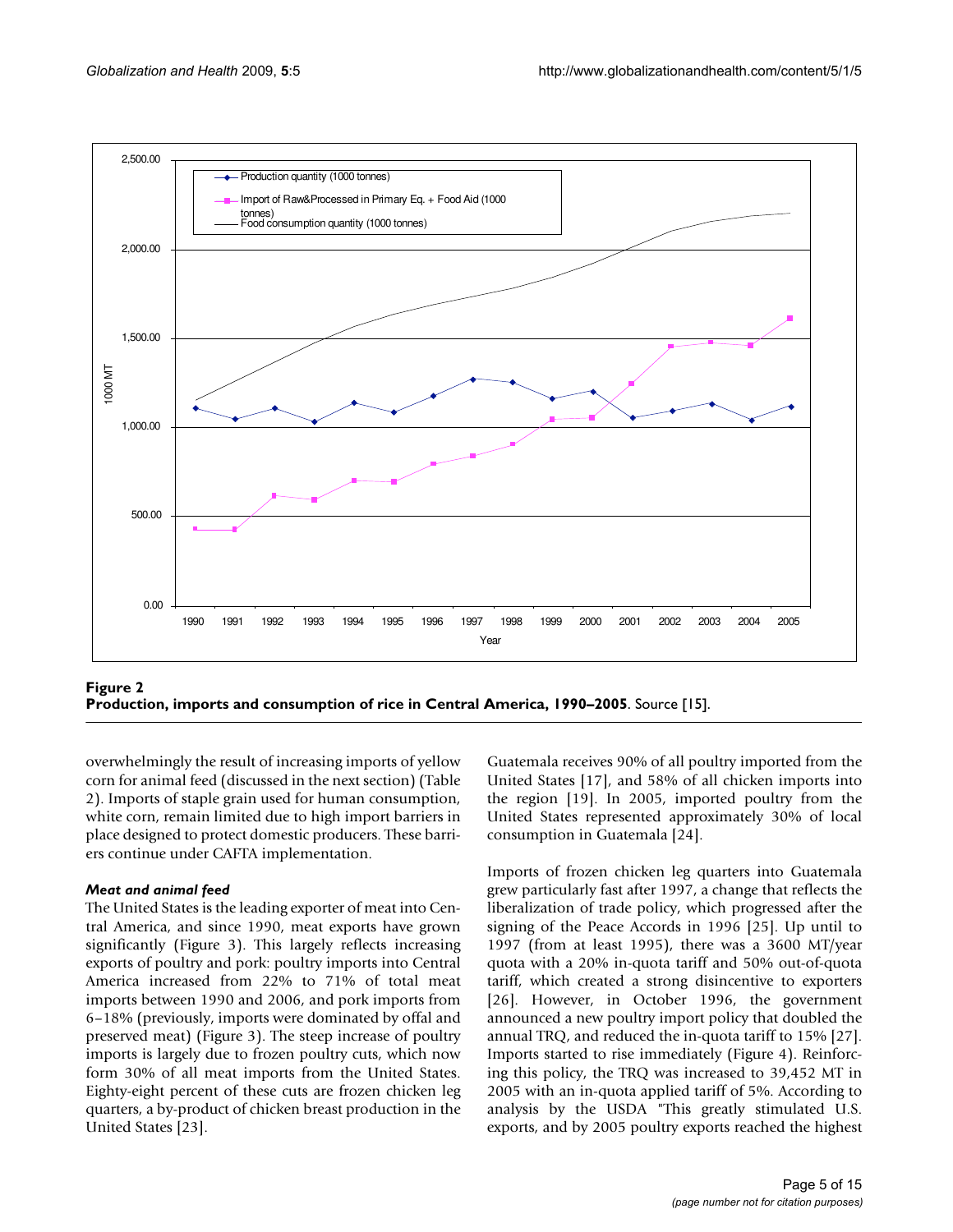**Figure 2**
**Production, imports and consumption of rice in Central America, 1990–2005**. Source [15].

overwhelmingly the result of increasing imports of yellow corn for animal feed (discussed in the next section) (Table 2). Imports of staple grain used for human consumption, white corn, remain limited due to high import barriers in place designed to protect domestic producers. These barriers continue under CAFTA implementation.

### *Meat and animal feed*

The United States is the leading exporter of meat into Central America, and since 1990, meat exports have grown significantly (Figure 3). This largely reflects increasing exports of poultry and pork: poultry imports into Central America increased from 22% to 71% of total meat imports between 1990 and 2006, and pork imports from 6–18% (previously, imports were dominated by offal and preserved meat) (Figure 3). The steep increase of poultry imports is largely due to frozen poultry cuts, which now form 30% of all meat imports from the United States. Eighty-eight percent of these cuts are frozen chicken leg quarters, a by-product of chicken breast production in the United States [23].

Guatemala receives 90% of all poultry imported from the United States [17], and 58% of all chicken imports into the region [19]. In 2005, imported poultry from the United States represented approximately 30% of local consumption in Guatemala [24].

Imports of frozen chicken leg quarters into Guatemala grew particularly fast after 1997, a change that reflects the liberalization of trade policy, which progressed after the signing of the Peace Accords in 1996 [25]. Up until to 1997 (from at least 1995), there was a 3600 MT/year quota with a 20% in-quota tariff and 50% out-of-quota tariff, which created a strong disincentive to exporters [26]. However, in October 1996, the government announced a new poultry import policy that doubled the annual TRQ, and reduced the in-quota tariff to 15% [27]. Imports started to rise immediately (Figure 4). Reinforcing this policy, the TRQ was increased to 39,452 MT in 2005 with an in-quota applied tariff of 5%. According to analysis by the USDA "This greatly stimulated U.S. exports, and by 2005 poultry exports reached the highest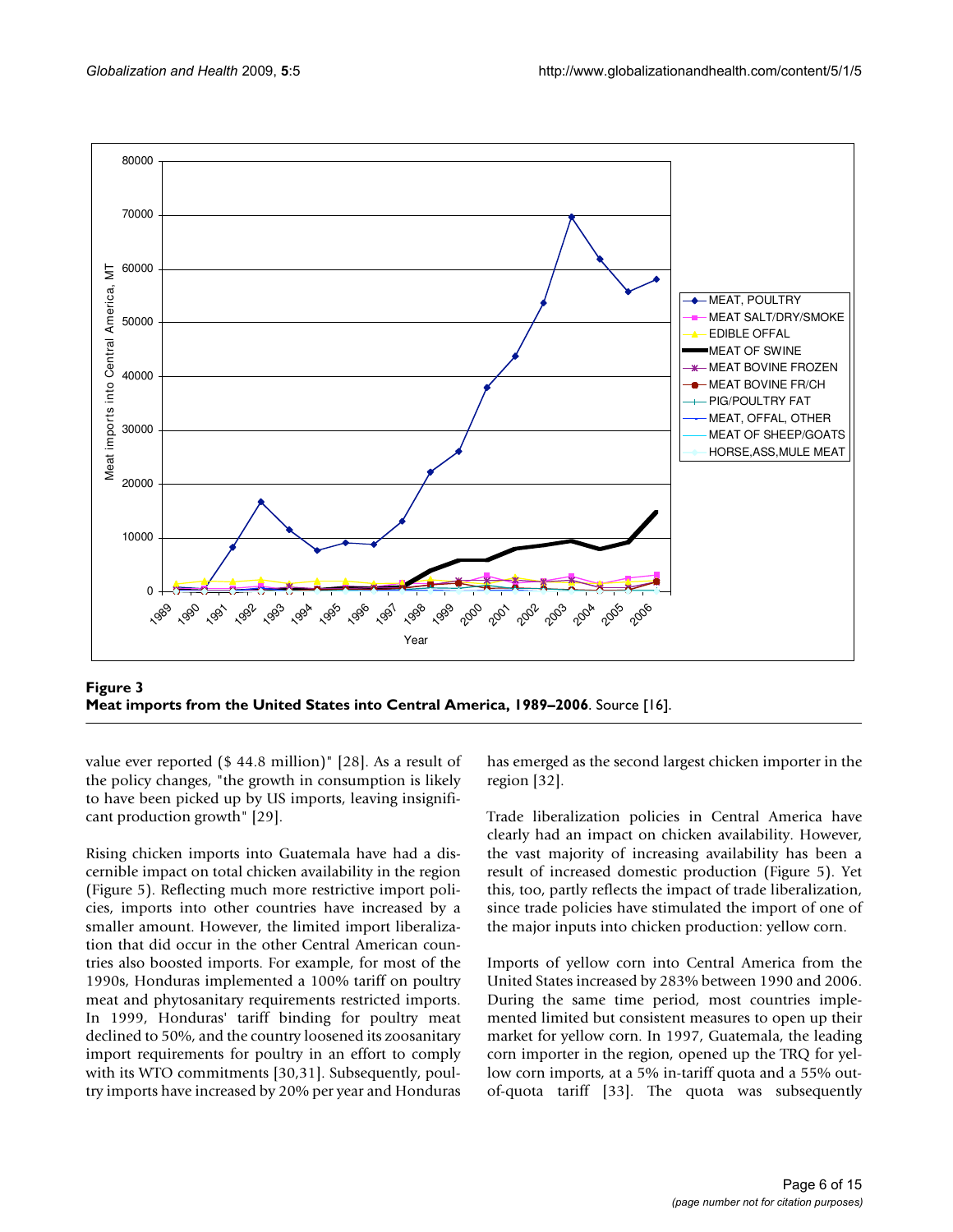**Figure 3**
**Meat imports from the United States into Central America, 1989–2006**. Source [16].

value ever reported ($ 44.8 million)" [28]. As a result of the policy changes, "the growth in consumption is likely to have been picked up by US imports, leaving insignificant production growth" [29].

Rising chicken imports into Guatemala have had a discernible impact on total chicken availability in the region (Figure 5). Reflecting much more restrictive import policies, imports into other countries have increased by a smaller amount. However, the limited import liberalization that did occur in the other Central American countries also boosted imports. For example, for most of the 1990s, Honduras implemented a 100% tariff on poultry meat and phytosanitary requirements restricted imports. In 1999, Honduras' tariff binding for poultry meat declined to 50%, and the country loosened its zoosanitary import requirements for poultry in an effort to comply with its WTO commitments [30,31]. Subsequently, poultry imports have increased by 20% per year and Honduras has emerged as the second largest chicken importer in the region [32].

Trade liberalization policies in Central America have clearly had an impact on chicken availability. However, the vast majority of increasing availability has been a result of increased domestic production (Figure 5). Yet this, too, partly reflects the impact of trade liberalization, since trade policies have stimulated the import of one of the major inputs into chicken production: yellow corn.

Imports of yellow corn into Central America from the United States increased by 283% between 1990 and 2006. During the same time period, most countries implemented limited but consistent measures to open up their market for yellow corn. In 1997, Guatemala, the leading corn importer in the region, opened up the TRQ for yellow corn imports, at a 5% in-tariff quota and a 55% out-of-quota tariff [33]. The quota was subsequently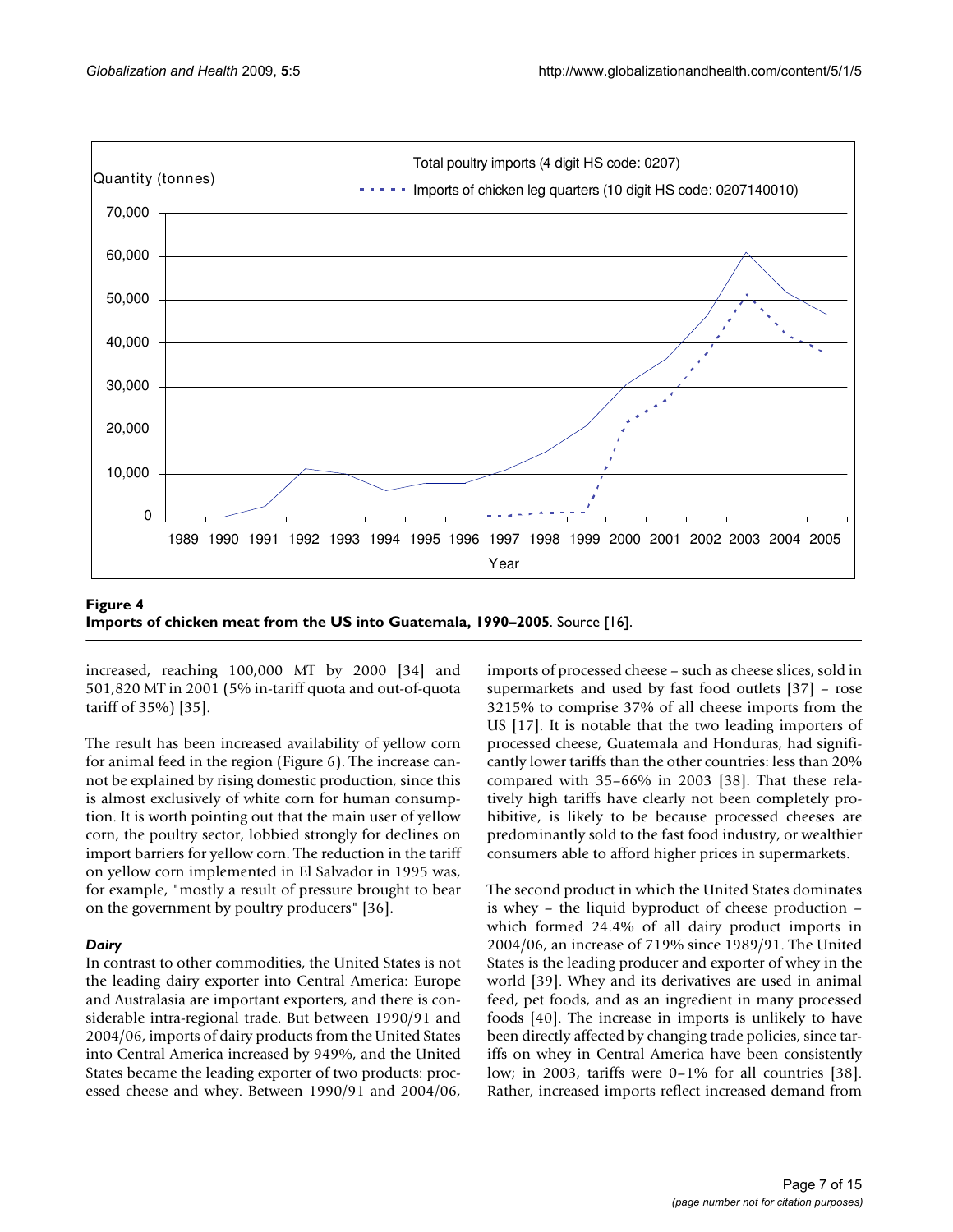**Figure 4**
**Imports of chicken meat from the US into Guatemala, 1990–2005**. Source [16].

increased, reaching 100,000 MT by 2000 [34] and 501,820 MT in 2001 (5% in-tariff quota and out-of-quota tariff of 35%) [35].

The result has been increased availability of yellow corn for animal feed in the region (Figure 6). The increase cannot be explained by rising domestic production, since this is almost exclusively of white corn for human consumption. It is worth pointing out that the main user of yellow corn, the poultry sector, lobbied strongly for declines on import barriers for yellow corn. The reduction in the tariff on yellow corn implemented in El Salvador in 1995 was, for example, "mostly a result of pressure brought to bear on the government by poultry producers" [36].

### *Dairy*

In contrast to other commodities, the United States is not the leading dairy exporter into Central America: Europe and Australasia are important exporters, and there is considerable intra-regional trade. But between 1990/91 and 2004/06, imports of dairy products from the United States into Central America increased by 949%, and the United States became the leading exporter of two products: processed cheese and whey. Between 1990/91 and 2004/06, imports of processed cheese – such as cheese slices, sold in supermarkets and used by fast food outlets [37] – rose 3215% to comprise 37% of all cheese imports from the US [17]. It is notable that the two leading importers of processed cheese, Guatemala and Honduras, had significantly lower tariffs than the other countries: less than 20% compared with 35–66% in 2003 [38]. That these relatively high tariffs have clearly not been completely prohibitive, is likely to be because processed cheeses are predominantly sold to the fast food industry, or wealthier consumers able to afford higher prices in supermarkets.

The second product in which the United States dominates is whey – the liquid byproduct of cheese production – which formed 24.4% of all dairy product imports in 2004/06, an increase of 719% since 1989/91. The United States is the leading producer and exporter of whey in the world [39]. Whey and its derivatives are used in animal feed, pet foods, and as an ingredient in many processed foods [40]. The increase in imports is unlikely to have been directly affected by changing trade policies, since tariffs on whey in Central America have been consistently low; in 2003, tariffs were 0–1% for all countries [38]. Rather, increased imports reflect increased demand from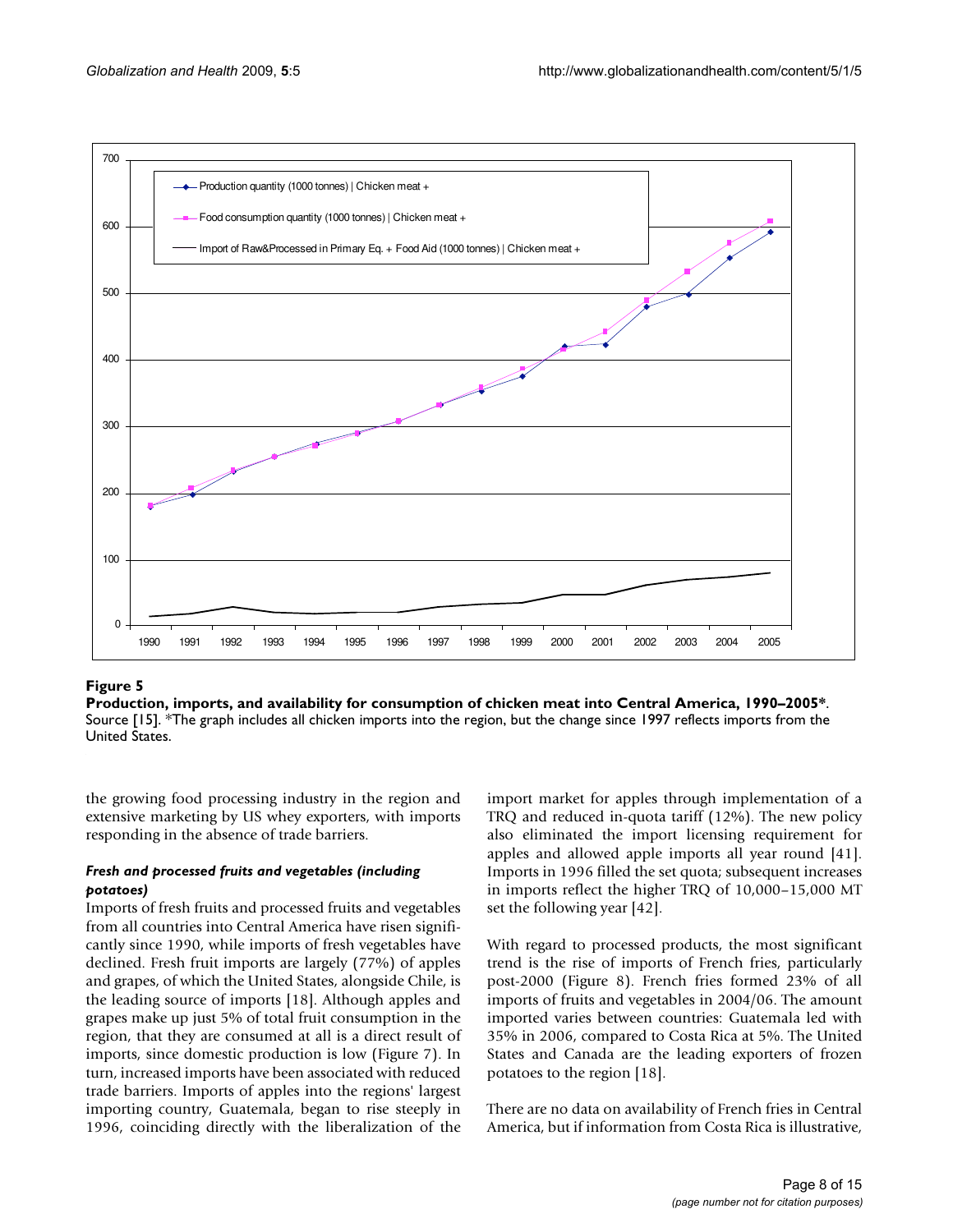**Figure 5**

**Production, imports, and availability for consumption of chicken meat into Central America, 1990–2005***. Source [15]. *The graph includes all chicken imports into the region, but the change since 1997 reflects imports from the United States.

the growing food processing industry in the region and extensive marketing by US whey exporters, with imports responding in the absence of trade barriers.

### *Fresh and processed fruits and vegetables (including potatoes)*

Imports of fresh fruits and processed fruits and vegetables from all countries into Central America have risen significantly since 1990, while imports of fresh vegetables have declined. Fresh fruit imports are largely (77%) of apples and grapes, of which the United States, alongside Chile, is the leading source of imports [18]. Although apples and grapes make up just 5% of total fruit consumption in the region, that they are consumed at all is a direct result of imports, since domestic production is low (Figure 7). In turn, increased imports have been associated with reduced trade barriers. Imports of apples into the regions' largest importing country, Guatemala, began to rise steeply in 1996, coinciding directly with the liberalization of the import market for apples through implementation of a TRQ and reduced in-quota tariff (12%). The new policy also eliminated the import licensing requirement for apples and allowed apple imports all year round [41]. Imports in 1996 filled the set quota; subsequent increases in imports reflect the higher TRQ of 10,000–15,000 MT set the following year [42].

With regard to processed products, the most significant trend is the rise of imports of French fries, particularly post-2000 (Figure 8). French fries formed 23% of all imports of fruits and vegetables in 2004/06. The amount imported varies between countries: Guatemala led with 35% in 2006, compared to Costa Rica at 5%. The United States and Canada are the leading exporters of frozen potatoes to the region [18].

There are no data on availability of French fries in Central America, but if information from Costa Rica is illustrative,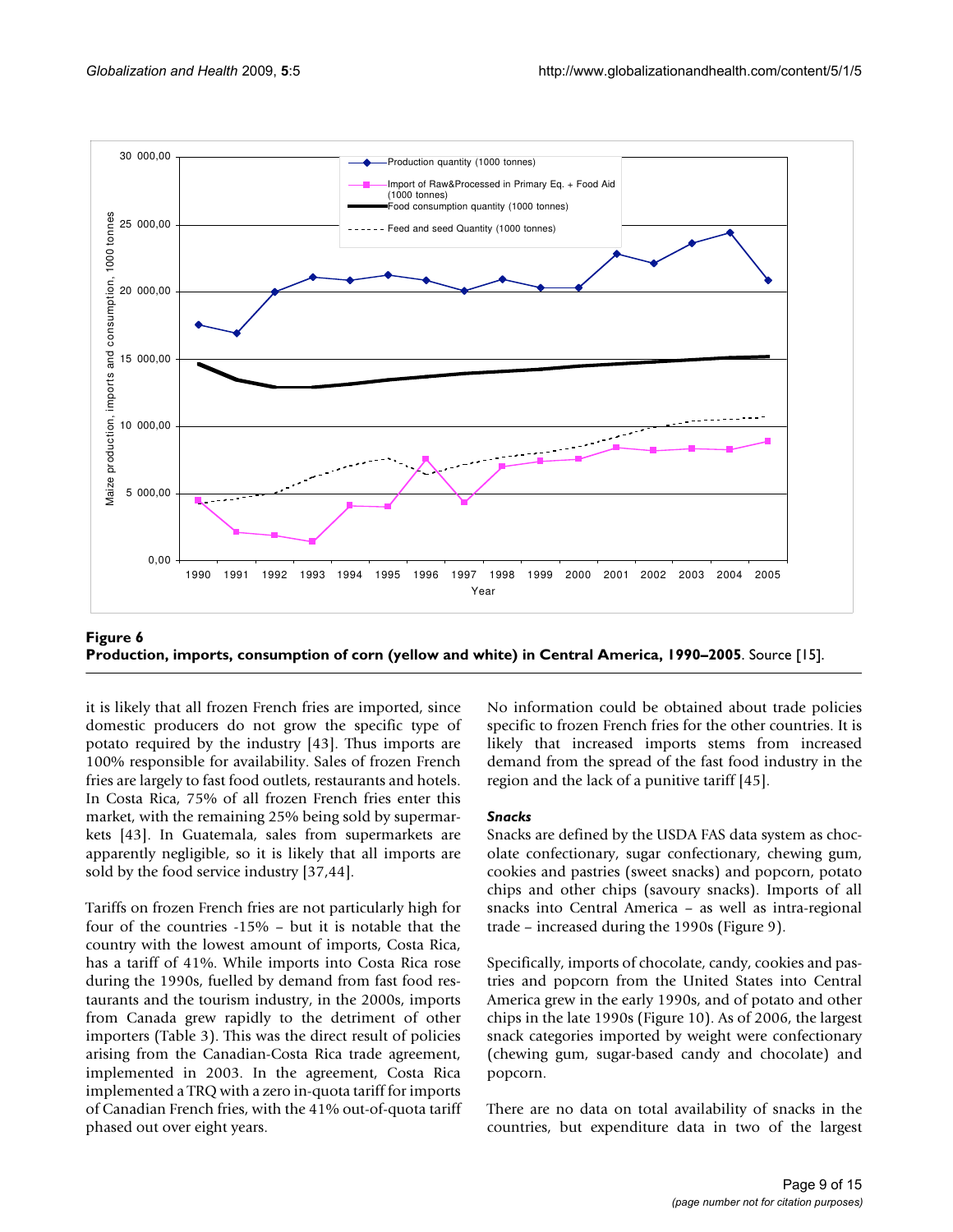**Figure 6**
**Production, imports, consumption of corn (yellow and white) in Central America, 1990–2005**. Source [15].

it is likely that all frozen French fries are imported, since domestic producers do not grow the specific type of potato required by the industry [43]. Thus imports are 100% responsible for availability. Sales of frozen French fries are largely to fast food outlets, restaurants and hotels. In Costa Rica, 75% of all frozen French fries enter this market, with the remaining 25% being sold by supermarkets [43]. In Guatemala, sales from supermarkets are apparently negligible, so it is likely that all imports are sold by the food service industry [37,44].

Tariffs on frozen French fries are not particularly high for four of the countries -15% – but it is notable that the country with the lowest amount of imports, Costa Rica, has a tariff of 41%. While imports into Costa Rica rose during the 1990s, fuelled by demand from fast food restaurants and the tourism industry, in the 2000s, imports from Canada grew rapidly to the detriment of other importers (Table 3). This was the direct result of policies arising from the Canadian-Costa Rica trade agreement, implemented in 2003. In the agreement, Costa Rica implemented a TRQ with a zero in-quota tariff for imports of Canadian French fries, with the 41% out-of-quota tariff phased out over eight years.

No information could be obtained about trade policies specific to frozen French fries for the other countries. It is likely that increased imports stems from increased demand from the spread of the fast food industry in the region and the lack of a punitive tariff [45].

### *Snacks*

Snacks are defined by the USDA FAS data system as chocolate confectionary, sugar confectionary, chewing gum, cookies and pastries (sweet snacks) and popcorn, potato chips and other chips (savoury snacks). Imports of all snacks into Central America – as well as intra-regional trade – increased during the 1990s (Figure 9).

Specifically, imports of chocolate, candy, cookies and pastries and popcorn from the United States into Central America grew in the early 1990s, and of potato and other chips in the late 1990s (Figure 10). As of 2006, the largest snack categories imported by weight were confectionary (chewing gum, sugar-based candy and chocolate) and popcorn.

There are no data on total availability of snacks in the countries, but expenditure data in two of the largest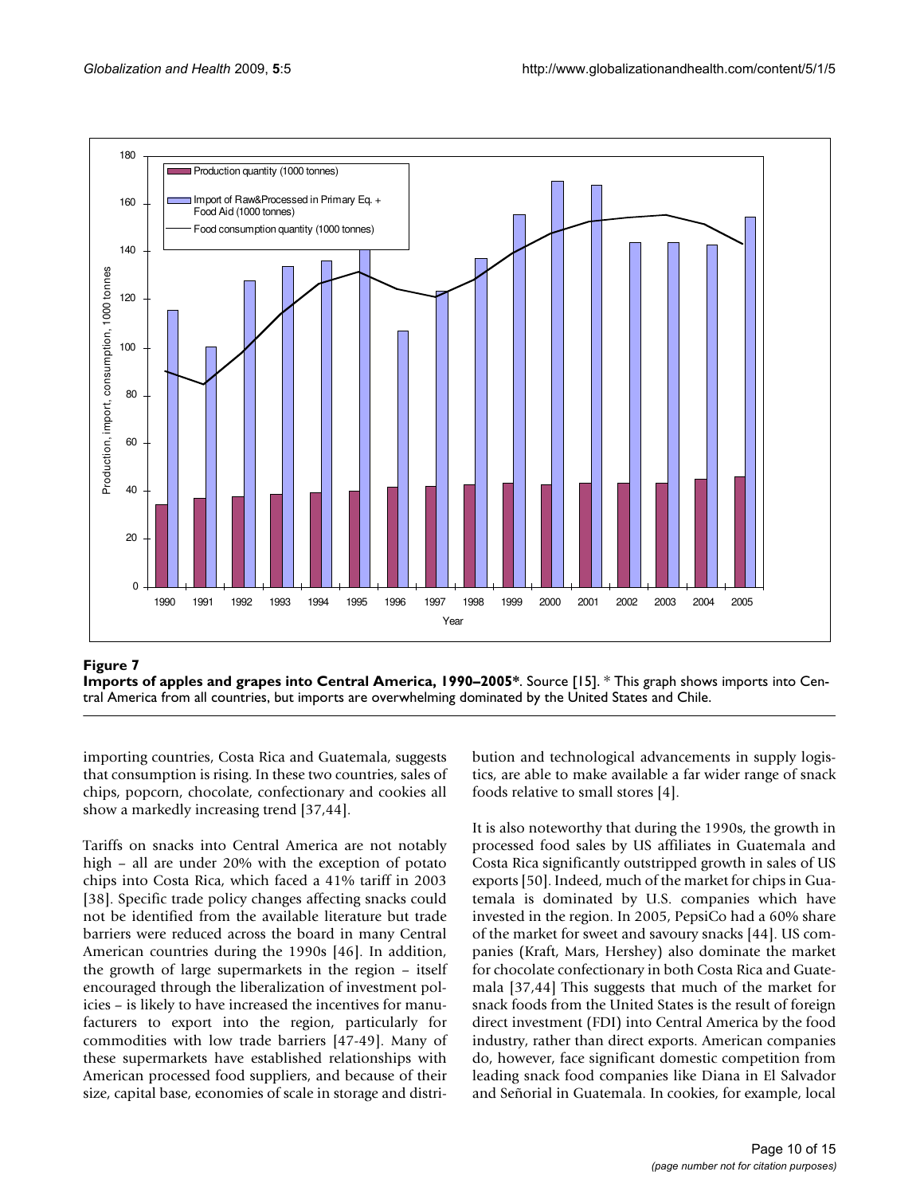**Figure 7**

**Imports of apples and grapes into Central America, 1990–2005***. Source [15]. * This graph shows imports into Central America from all countries, but imports are overwhelming dominated by the United States and Chile.

importing countries, Costa Rica and Guatemala, suggests that consumption is rising. In these two countries, sales of chips, popcorn, chocolate, confectionary and cookies all show a markedly increasing trend [37,44].

Tariffs on snacks into Central America are not notably high – all are under 20% with the exception of potato chips into Costa Rica, which faced a 41% tariff in 2003 [38]. Specific trade policy changes affecting snacks could not be identified from the available literature but trade barriers were reduced across the board in many Central American countries during the 1990s [46]. In addition, the growth of large supermarkets in the region – itself encouraged through the liberalization of investment policies – is likely to have increased the incentives for manufacturers to export into the region, particularly for commodities with low trade barriers [47-49]. Many of these supermarkets have established relationships with American processed food suppliers, and because of their size, capital base, economies of scale in storage and distribution and technological advancements in supply logistics, are able to make available a far wider range of snack foods relative to small stores [4].

It is also noteworthy that during the 1990s, the growth in processed food sales by US affiliates in Guatemala and Costa Rica significantly outstripped growth in sales of US exports [50]. Indeed, much of the market for chips in Guatemala is dominated by U.S. companies which have invested in the region. In 2005, PepsiCo had a 60% share of the market for sweet and savoury snacks [44]. US companies (Kraft, Mars, Hershey) also dominate the market for chocolate confectionary in both Costa Rica and Guatemala [37,44] This suggests that much of the market for snack foods from the United States is the result of foreign direct investment (FDI) into Central America by the food industry, rather than direct exports. American companies do, however, face significant domestic competition from leading snack food companies like Diana in El Salvador and Señorial in Guatemala. In cookies, for example, local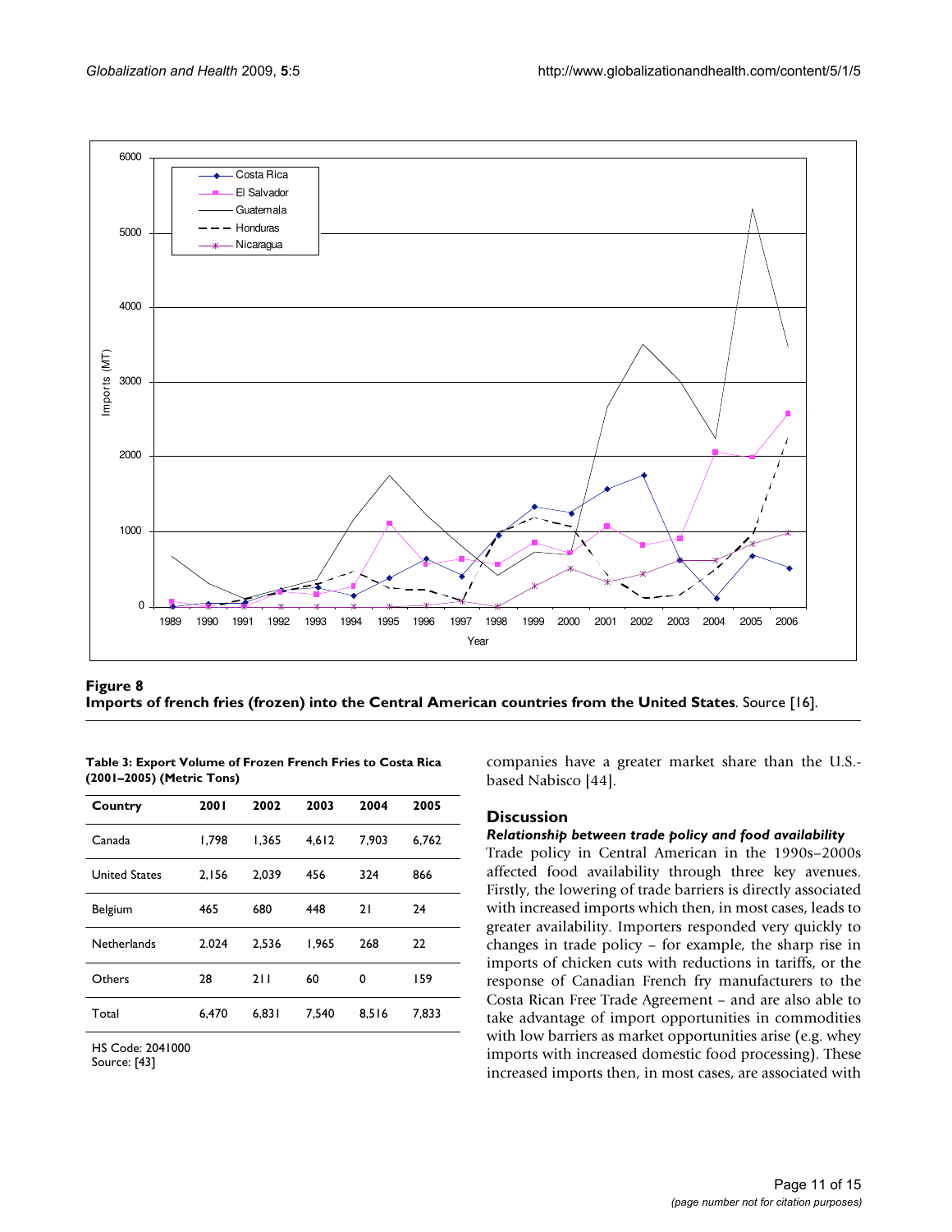**Figure 8**
**Imports of french fries (frozen) into the Central American countries from the United States**. Source [16].

**Table 3: Export Volume of Frozen French Fries to Costa Rica (2001–2005) (Metric Tons)**

| Country | 2001 | 2002 | 2003 | 2004 | 2005 |
|---|---|---|---|---|---|
| Canada | 1,798 | 1,365 | 4,612 | 7,903 | 6,762 |
| United States | 2,156 | 2,039 | 456 | 324 | 866 |
| Belgium | 465 | 680 | 448 | 21 | 24 |
| Netherlands | 2.024 | 2,536 | 1,965 | 268 | 22 |
| Others | 28 | 211 | 60 | 0 | 159 |
| Total | 6,470 | 6,831 | 7,540 | 8,516 | 7,833 |

HS Code: 2041000
Source: [43]

companies have a greater market share than the U.S.-based Nabisco [44].

## Discussion

### *Relationship between trade policy and food availability*

Trade policy in Central American in the 1990s–2000s affected food availability through three key avenues. Firstly, the lowering of trade barriers is directly associated with increased imports which then, in most cases, leads to greater availability. Importers responded very quickly to changes in trade policy – for example, the sharp rise in imports of chicken cuts with reductions in tariffs, or the response of Canadian French fry manufacturers to the Costa Rican Free Trade Agreement – and are also able to take advantage of import opportunities in commodities with low barriers as market opportunities arise (e.g. whey imports with increased domestic food processing). These increased imports then, in most cases, are associated with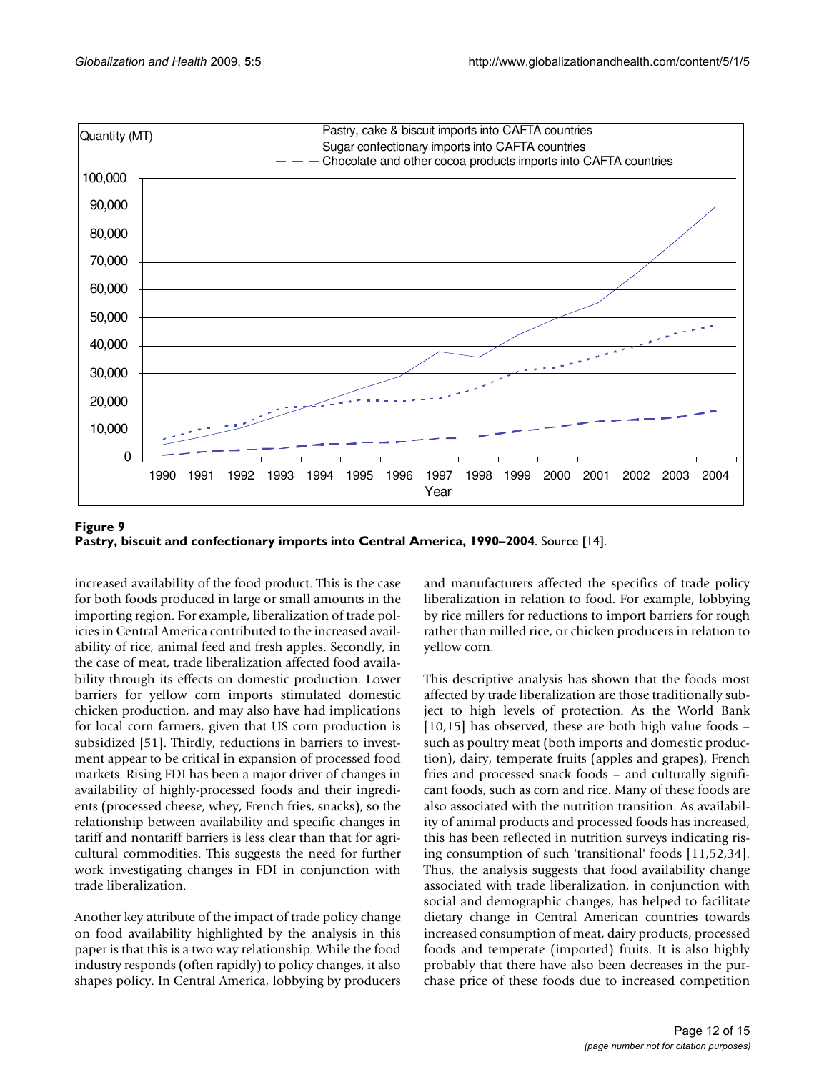Quantity (MT)

Pastry, cake & biscuit imports into CAFTA countries

Sugar confectionary imports into CAFTA countries

Chocolate and other cocoa products imports into CAFTA countries

100,000
90,000
80,000
70,000
60,000
50,000
40,000
30,000
20,000
10,000
0

1990 1991 1992 1993 1994 1995 1996 1997 1998 1999 2000 2001 2002 2003 2004

Year

**Figure 9**
**Pastry, biscuit and confectionary imports into Central America, 1990–2004**. Source [14].

increased availability of the food product. This is the case for both foods produced in large or small amounts in the importing region. For example, liberalization of trade policies in Central America contributed to the increased availability of rice, animal feed and fresh apples. Secondly, in the case of meat, trade liberalization affected food availability through its effects on domestic production. Lower barriers for yellow corn imports stimulated domestic chicken production, and may also have had implications for local corn farmers, given that US corn production is subsidized [51]. Thirdly, reductions in barriers to investment appear to be critical in expansion of processed food markets. Rising FDI has been a major driver of changes in availability of highly-processed foods and their ingredients (processed cheese, whey, French fries, snacks), so the relationship between availability and specific changes in tariff and nontariff barriers is less clear than that for agricultural commodities. This suggests the need for further work investigating changes in FDI in conjunction with trade liberalization.

Another key attribute of the impact of trade policy change on food availability highlighted by the analysis in this paper is that this is a two way relationship. While the food industry responds (often rapidly) to policy changes, it also shapes policy. In Central America, lobbying by producers and manufacturers affected the specifics of trade policy liberalization in relation to food. For example, lobbying by rice millers for reductions to import barriers for rough rather than milled rice, or chicken producers in relation to yellow corn.

This descriptive analysis has shown that the foods most affected by trade liberalization are those traditionally subject to high levels of protection. As the World Bank [10,15] has observed, these are both high value foods – such as poultry meat (both imports and domestic production), dairy, temperate fruits (apples and grapes), French fries and processed snack foods – and culturally significant foods, such as corn and rice. Many of these foods are also associated with the nutrition transition. As availability of animal products and processed foods has increased, this has been reflected in nutrition surveys indicating rising consumption of such 'transitional' foods [11,52,34]. Thus, the analysis suggests that food availability change associated with trade liberalization, in conjunction with social and demographic changes, has helped to facilitate dietary change in Central American countries towards increased consumption of meat, dairy products, processed foods and temperate (imported) fruits. It is also highly probably that there have also been decreases in the purchase price of these foods due to increased competition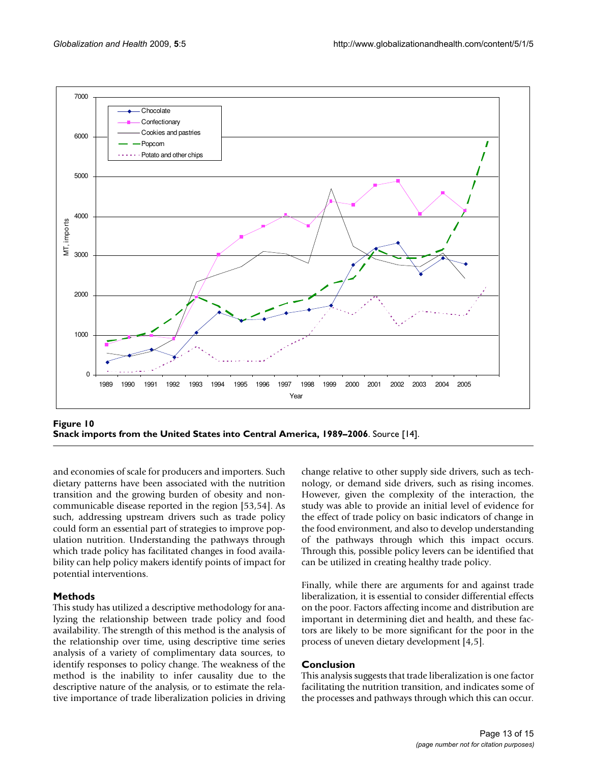7000
6000
5000
4000
3000
2000
1000
0

MT, imports

Chocolate
Confectionary
Cookies and pastries
Popcorn
Potato and other chips

1989 1990 1991 1992 1993 1994 1995 1996 1997 1998 1999 2000 2001 2002 2003 2004 2005

Year

**Figure 10**
**Snack imports from the United States into Central America, 1989–2006**. Source [14].

and economies of scale for producers and importers. Such dietary patterns have been associated with the nutrition transition and the growing burden of obesity and non-communicable disease reported in the region [53,54]. As such, addressing upstream drivers such as trade policy could form an essential part of strategies to improve population nutrition. Understanding the pathways through which trade policy has facilitated changes in food availability can help policy makers identify points of impact for potential interventions.

## Methods

This study has utilized a descriptive methodology for analyzing the relationship between trade policy and food availability. The strength of this method is the analysis of the relationship over time, using descriptive time series analysis of a variety of complimentary data sources, to identify responses to policy change. The weakness of the method is the inability to infer causality due to the descriptive nature of the analysis, or to estimate the relative importance of trade liberalization policies in driving change relative to other supply side drivers, such as technology, or demand side drivers, such as rising incomes. However, given the complexity of the interaction, the study was able to provide an initial level of evidence for the effect of trade policy on basic indicators of change in the food environment, and also to develop understanding of the pathways through which this impact occurs. Through this, possible policy levers can be identified that can be utilized in creating healthy trade policy.

Finally, while there are arguments for and against trade liberalization, it is essential to consider differential effects on the poor. Factors affecting income and distribution are important in determining diet and health, and these factors are likely to be more significant for the poor in the process of uneven dietary development [4,5].

## Conclusion

This analysis suggests that trade liberalization is one factor facilitating the nutrition transition, and indicates some of the processes and pathways through which this can occur.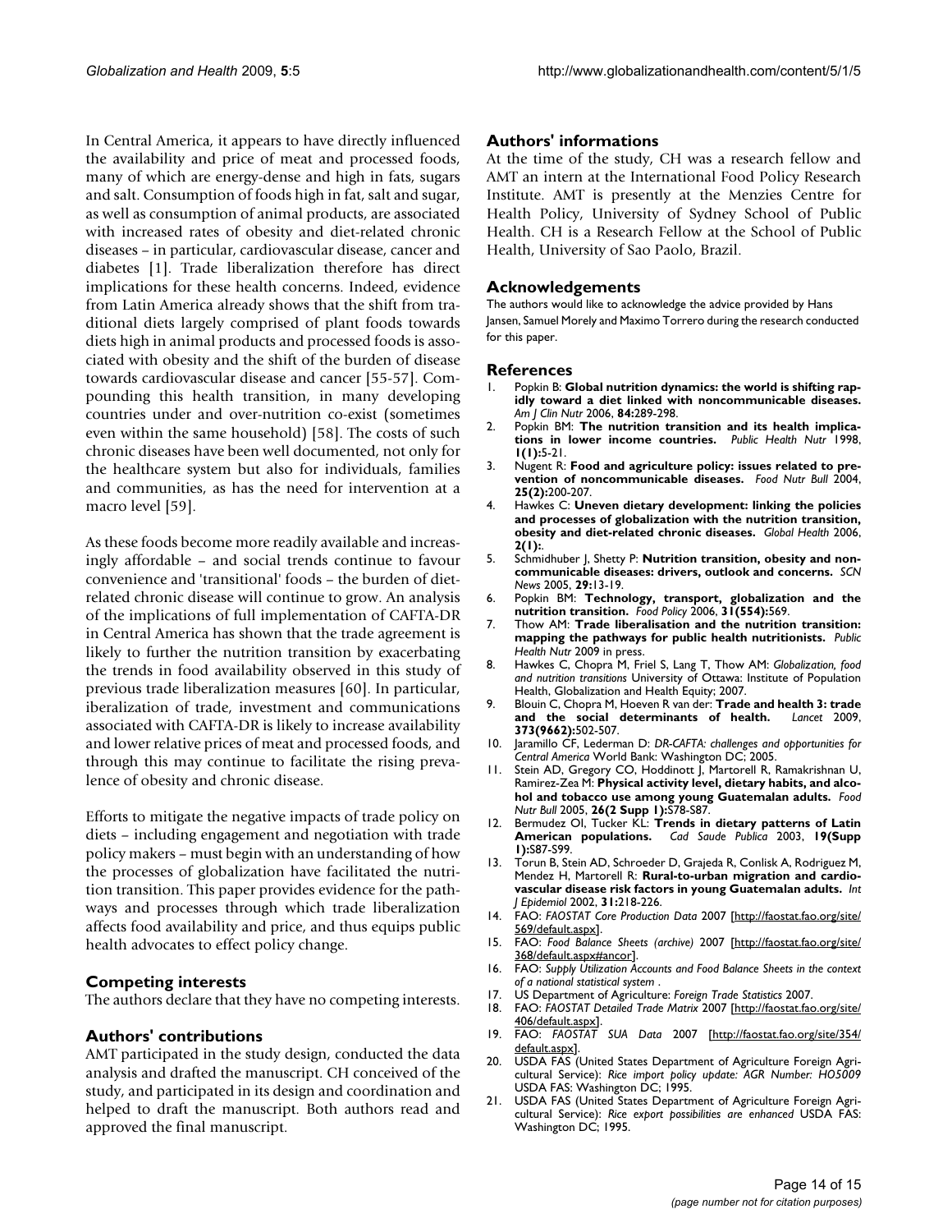In Central America, it appears to have directly influenced the availability and price of meat and processed foods, many of which are energy-dense and high in fats, sugars and salt. Consumption of foods high in fat, salt and sugar, as well as consumption of animal products, are associated with increased rates of obesity and diet-related chronic diseases – in particular, cardiovascular disease, cancer and diabetes [1]. Trade liberalization therefore has direct implications for these health concerns. Indeed, evidence from Latin America already shows that the shift from traditional diets largely comprised of plant foods towards diets high in animal products and processed foods is associated with obesity and the shift of the burden of disease towards cardiovascular disease and cancer [55-57]. Compounding this health transition, in many developing countries under and over-nutrition co-exist (sometimes even within the same household) [58]. The costs of such chronic diseases have been well documented, not only for the healthcare system but also for individuals, families and communities, as has the need for intervention at a macro level [59].

As these foods become more readily available and increasingly affordable – and social trends continue to favour convenience and 'transitional' foods – the burden of diet-related chronic disease will continue to grow. An analysis of the implications of full implementation of CAFTA-DR in Central America has shown that the trade agreement is likely to further the nutrition transition by exacerbating the trends in food availability observed in this study of previous trade liberalization measures [60]. In particular, iberalization of trade, investment and communications associated with CAFTA-DR is likely to increase availability and lower relative prices of meat and processed foods, and through this may continue to facilitate the rising prevalence of obesity and chronic disease.

Efforts to mitigate the negative impacts of trade policy on diets – including engagement and negotiation with trade policy makers – must begin with an understanding of how the processes of globalization have facilitated the nutrition transition. This paper provides evidence for the pathways and processes through which trade liberalization affects food availability and price, and thus equips public health advocates to effect policy change.

## Competing interests

The authors declare that they have no competing interests.

## Authors' contributions

AMT participated in the study design, conducted the data analysis and drafted the manuscript. CH conceived of the study, and participated in its design and coordination and helped to draft the manuscript. Both authors read and approved the final manuscript.

## Authors' informations

At the time of the study, CH was a research fellow and AMT an intern at the International Food Policy Research Institute. AMT is presently at the Menzies Centre for Health Policy, University of Sydney School of Public Health. CH is a Research Fellow at the School of Public Health, University of Sao Paolo, Brazil.

## Acknowledgements

The authors would like to acknowledge the advice provided by Hans Jansen, Samuel Morely and Maximo Torrero during the research conducted for this paper.

## References

1. Popkin B: **Global nutrition dynamics: the world is shifting rapidly toward a diet linked with noncommunicable diseases.** *Am J Clin Nutr* 2006, **84:**289-298.
2. Popkin BM: **The nutrition transition and its health implications in lower income countries.** *Public Health Nutr* 1998, **1(1):**5-21.
3. Nugent R: **Food and agriculture policy: issues related to prevention of noncommunicable diseases.** *Food Nutr Bull* 2004, **25(2):**200-207.
4. Hawkes C: **Uneven dietary development: linking the policies and processes of globalization with the nutrition transition, obesity and diet-related chronic diseases.** *Global Health* 2006, **2(1):**.
5. Schmidhuber J, Shetty P: **Nutrition transition, obesity and noncommunicable diseases: drivers, outlook and concerns.** *SCN News* 2005, **29:**13-19.
6. Popkin BM: **Technology, transport, globalization and the nutrition transition.** *Food Policy* 2006, **31(554):**569.
7. Thow AM: **Trade liberalisation and the nutrition transition: mapping the pathways for public health nutritionists.** *Public Health Nutr* 2009 in press.
8. Hawkes C, Chopra M, Friel S, Lang T, Thow AM: *Globalization, food and nutrition transitions* University of Ottawa: Institute of Population Health, Globalization and Health Equity; 2007.
9. Blouin C, Chopra M, Hoeven R van der: **Trade and health 3: trade and the social determinants of health.** *Lancet* 2009, **373(9662):**502-507.
10. Jaramillo CF, Lederman D: *DR-CAFTA: challenges and opportunities for Central America* World Bank: Washington DC; 2005.
11. Stein AD, Gregory CO, Hoddinott J, Martorell R, Ramakrishnan U, Ramirez-Zea M: **Physical activity level, dietary habits, and alcohol and tobacco use among young Guatemalan adults.** *Food Nutr Bull* 2005, **26(2 Supp 1):**S78-S87.
12. Bermudez OI, Tucker KL: **Trends in dietary patterns of Latin American populations.** *Cad Saude Publica* 2003, **19(Supp 1):**S87-S99.
13. Torun B, Stein AD, Schroeder D, Grajeda R, Conlisk A, Rodriguez M, Mendez H, Martorell R: **Rural-to-urban migration and cardiovascular disease risk factors in young Guatemalan adults.** *Int J Epidemiol* 2002, **31:**218-226.
14. FAO: *FAOSTAT Core Production Data* 2007 [http://faostat.fao.org/site/569/default.aspx].
15. FAO: *Food Balance Sheets (archive)* 2007 [http://faostat.fao.org/site/368/default.aspx#ancor].
16. FAO: *Supply Utilization Accounts and Food Balance Sheets in the context of a national statistical system* .
17. US Department of Agriculture: *Foreign Trade Statistics* 2007.
18. FAO: *FAOSTAT Detailed Trade Matrix* 2007 [http://faostat.fao.org/site/406/default.aspx].
19. FAO: *FAOSTAT SUA Data* 2007 [http://faostat.fao.org/site/354/default.aspx].
20. USDA FAS (United States Department of Agriculture Foreign Agricultural Service): *Rice import policy update: AGR Number: HO5009* USDA FAS: Washington DC; 1995.
21. USDA FAS (United States Department of Agriculture Foreign Agricultural Service): *Rice export possibilities are enhanced* USDA FAS: Washington DC; 1995.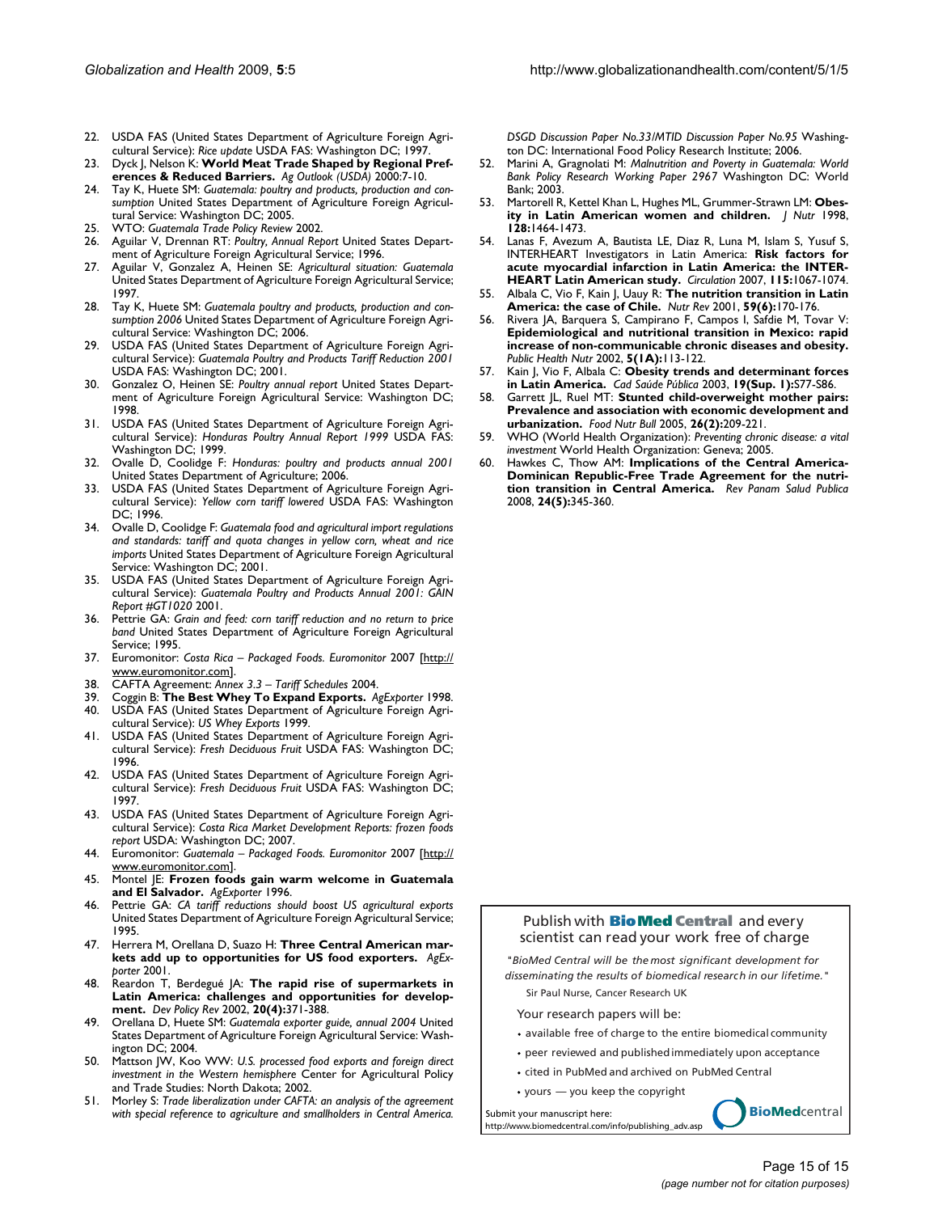22. USDA FAS (United States Department of Agriculture Foreign Agricultural Service): *Rice update* USDA FAS: Washington DC; 1997.
23. Dyck J, Nelson K: **World Meat Trade Shaped by Regional Preferences & Reduced Barriers.** *Ag Outlook (USDA)* 2000:7-10.
24. Tay K, Huete SM: *Guatemala: poultry and products, production and consumption* United States Department of Agriculture Foreign Agricultural Service: Washington DC; 2005.
25. WTO: *Guatemala Trade Policy Review* 2002.
26. Aguilar V, Drennan RT: *Poultry, Annual Report* United States Department of Agriculture Foreign Agricultural Service; 1996.
27. Aguilar V, Gonzalez A, Heinen SE: *Agricultural situation: Guatemala* United States Department of Agriculture Foreign Agricultural Service; 1997.
28. Tay K, Huete SM: *Guatemala poultry and products, production and consumption 2006* United States Department of Agriculture Foreign Agricultural Service: Washington DC; 2006.
29. USDA FAS (United States Department of Agriculture Foreign Agricultural Service): *Guatemala Poultry and Products Tariff Reduction 2001* USDA FAS: Washington DC; 2001.
30. Gonzalez O, Heinen SE: *Poultry annual report* United States Department of Agriculture Foreign Agricultural Service: Washington DC; 1998.
31. USDA FAS (United States Department of Agriculture Foreign Agricultural Service): *Honduras Poultry Annual Report 1999* USDA FAS: Washington DC; 1999.
32. Ovalle D, Coolidge F: *Honduras: poultry and products annual 2001* United States Department of Agriculture; 2006.
33. USDA FAS (United States Department of Agriculture Foreign Agricultural Service): *Yellow corn tariff lowered* USDA FAS: Washington DC; 1996.
34. Ovalle D, Coolidge F: *Guatemala food and agricultural import regulations and standards: tariff and quota changes in yellow corn, wheat and rice imports* United States Department of Agriculture Foreign Agricultural Service: Washington DC; 2001.
35. USDA FAS (United States Department of Agriculture Foreign Agricultural Service): *Guatemala Poultry and Products Annual 2001: GAIN Report #GT1020* 2001.
36. Pettrie GA: *Grain and feed: corn tariff reduction and no return to price band* United States Department of Agriculture Foreign Agricultural Service; 1995.
37. Euromonitor: *Costa Rica – Packaged Foods. Euromonitor* 2007 [http://www.euromonitor.com].
38. CAFTA Agreement: *Annex 3.3 – Tariff Schedules* 2004.
39. Coggin B: **The Best Whey To Expand Exports.** *AgExporter* 1998.
40. USDA FAS (United States Department of Agriculture Foreign Agricultural Service): *US Whey Exports* 1999.
41. USDA FAS (United States Department of Agriculture Foreign Agricultural Service): *Fresh Deciduous Fruit* USDA FAS: Washington DC; 1996.
42. USDA FAS (United States Department of Agriculture Foreign Agricultural Service): *Fresh Deciduous Fruit* USDA FAS: Washington DC; 1997.
43. USDA FAS (United States Department of Agriculture Foreign Agricultural Service): *Costa Rica Market Development Reports: frozen foods report* USDA: Washington DC; 2007.
44. Euromonitor: *Guatemala – Packaged Foods. Euromonitor* 2007 [http://www.euromonitor.com].
45. Montel JE: **Frozen foods gain warm welcome in Guatemala and El Salvador.** *AgExporter* 1996.
46. Pettrie GA: *CA tariff reductions should boost US agricultural exports* United States Department of Agriculture Foreign Agricultural Service; 1995.
47. Herrera M, Orellana D, Suazo H: **Three Central American markets add up to opportunities for US food exporters.** *AgExporter* 2001.
48. Reardon T, Berdegué JA: **The rapid rise of supermarkets in Latin America: challenges and opportunities for development.** *Dev Policy Rev* 2002, **20(4):**371-388.
49. Orellana D, Huete SM: *Guatemala exporter guide, annual 2004* United States Department of Agriculture Foreign Agricultural Service: Washington DC; 2004.
50. Mattson JW, Koo WW: *U.S. processed food exports and foreign direct investment in the Western hemisphere* Center for Agricultural Policy and Trade Studies: North Dakota; 2002.
51. Morley S: *Trade liberalization under CAFTA: an analysis of the agreement with special reference to agriculture and smallholders in Central America. DSGD Discussion Paper No.33/MTID Discussion Paper No.95* Washington DC: International Food Policy Research Institute; 2006.
52. Marini A, Gragnolati M: *Malnutrition and Poverty in Guatemala: World Bank Policy Research Working Paper 2967* Washington DC: World Bank; 2003.
53. Martorell R, Kettel Khan L, Hughes ML, Grummer-Strawn LM: **Obesity in Latin American women and children.** *J Nutr* 1998, **128:**1464-1473.
54. Lanas F, Avezum A, Bautista LE, Diaz R, Luna M, Islam S, Yusuf S, INTERHEART Investigators in Latin America: **Risk factors for acute myocardial infarction in Latin America: the INTERHEART Latin American study.** *Circulation* 2007, **115:**1067-1074.
55. Albala C, Vio F, Kain J, Uauy R: **The nutrition transition in Latin America: the case of Chile.** *Nutr Rev* 2001, **59(6):**170-176.
56. Rivera JA, Barquera S, Campirano F, Campos I, Safdie M, Tovar V: **Epidemiological and nutritional transition in Mexico: rapid increase of non-communicable chronic diseases and obesity.** *Public Health Nutr* 2002, **5(1A):**113-122.
57. Kain J, Vio F, Albala C: **Obesity trends and determinant forces in Latin America.** *Cad Saúde Pública* 2003, **19(Sup. 1):**S77-S86.
58. Garrett JL, Ruel MT: **Stunted child-overweight mother pairs: Prevalence and association with economic development and urbanization.** *Food Nutr Bull* 2005, **26(2):**209-221.
59. WHO (World Health Organization): *Preventing chronic disease: a vital investment* World Health Organization: Geneva; 2005.
60. Hawkes C, Thow AM: **Implications of the Central America-Dominican Republic-Free Trade Agreement for the nutrition transition in Central America.** *Rev Panam Salud Publica* 2008, **24(5):**345-360.

Publish with **BioMed Central** and every scientist can read your work free of charge

*"BioMed Central will be the most significant development for disseminating the results of biomedical research in our lifetime."*
Sir Paul Nurse, Cancer Research UK

Your research papers will be:

- available free of charge to the entire biomedical community
- peer reviewed and published immediately upon acceptance
- cited in PubMed and archived on PubMed Central
- yours — you keep the copyright

Submit your manuscript here:
http://www.biomedcentral.com/info/publishing_adv.asp

BioMedcentral